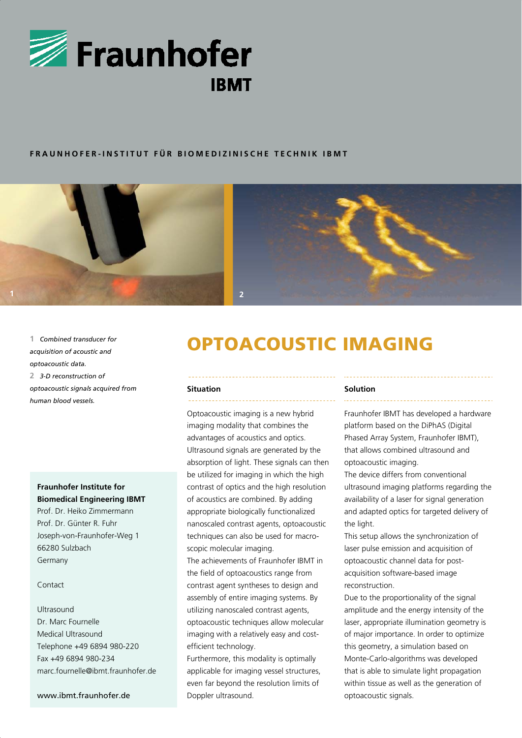Fraunhofer IBMT

**FRAUNHOFER-INSTITUT FÜR BIOMEDIZINISCHE TECHNIK IBMT**

**1** *Combined transducer for acquisition of acoustic and optoacoustic data.*

**2** *3-D reconstruction of optoacoustic signals acquired from human blood vessels.*

# OPTOACOUSTIC IMAGING

## Situation

Optoacoustic imaging is a new hybrid imaging modality that combines the advantages of acoustics and optics. Ultrasound signals are generated by the absorption of light. These signals can then be utilized for imaging in which the high contrast of optics and the high resolution of acoustics are combined. By adding appropriate biologically functionalized nanoscaled contrast agents, optoacoustic techniques can also be used for macroscopic molecular imaging.

The achievements of Fraunhofer IBMT in the field of optoacoustics range from contrast agent syntheses to design and assembly of entire imaging systems. By utilizing nanoscaled contrast agents, optoacoustic techniques allow molecular imaging with a relatively easy and cost-efficient technology.

Furthermore, this modality is optimally applicable for imaging vessel structures, even far beyond the resolution limits of Doppler ultrasound.

## Solution

Fraunhofer IBMT has developed a hardware platform based on the DiPhAS (Digital Phased Array System, Fraunhofer IBMT), that allows combined ultrasound and optoacoustic imaging.

The device differs from conventional ultrasound imaging platforms regarding the availability of a laser for signal generation and adapted optics for targeted delivery of the light.

This setup allows the synchronization of laser pulse emission and acquisition of optoacoustic channel data for post-acquisition software-based image reconstruction.

Due to the proportionality of the signal amplitude and the energy intensity of the laser, appropriate illumination geometry is of major importance. In order to optimize this geometry, a simulation based on Monte-Carlo-algorithms was developed that is able to simulate light propagation within tissue as well as the generation of optoacoustic signals.

**Fraunhofer Institute for Biomedical Engineering IBMT**
Prof. Dr. Heiko Zimmermann
Prof. Dr. Günter R. Fuhr
Joseph-von-Fraunhofer-Weg 1
66280 Sulzbach
Germany

Contact

Ultrasound
Dr. Marc Fournelle
Medical Ultrasound
Telephone +49 6894 980-220
Fax +49 6894 980-234
marc.fournelle@ibmt.fraunhofer.de

www.ibmt.fraunhofer.de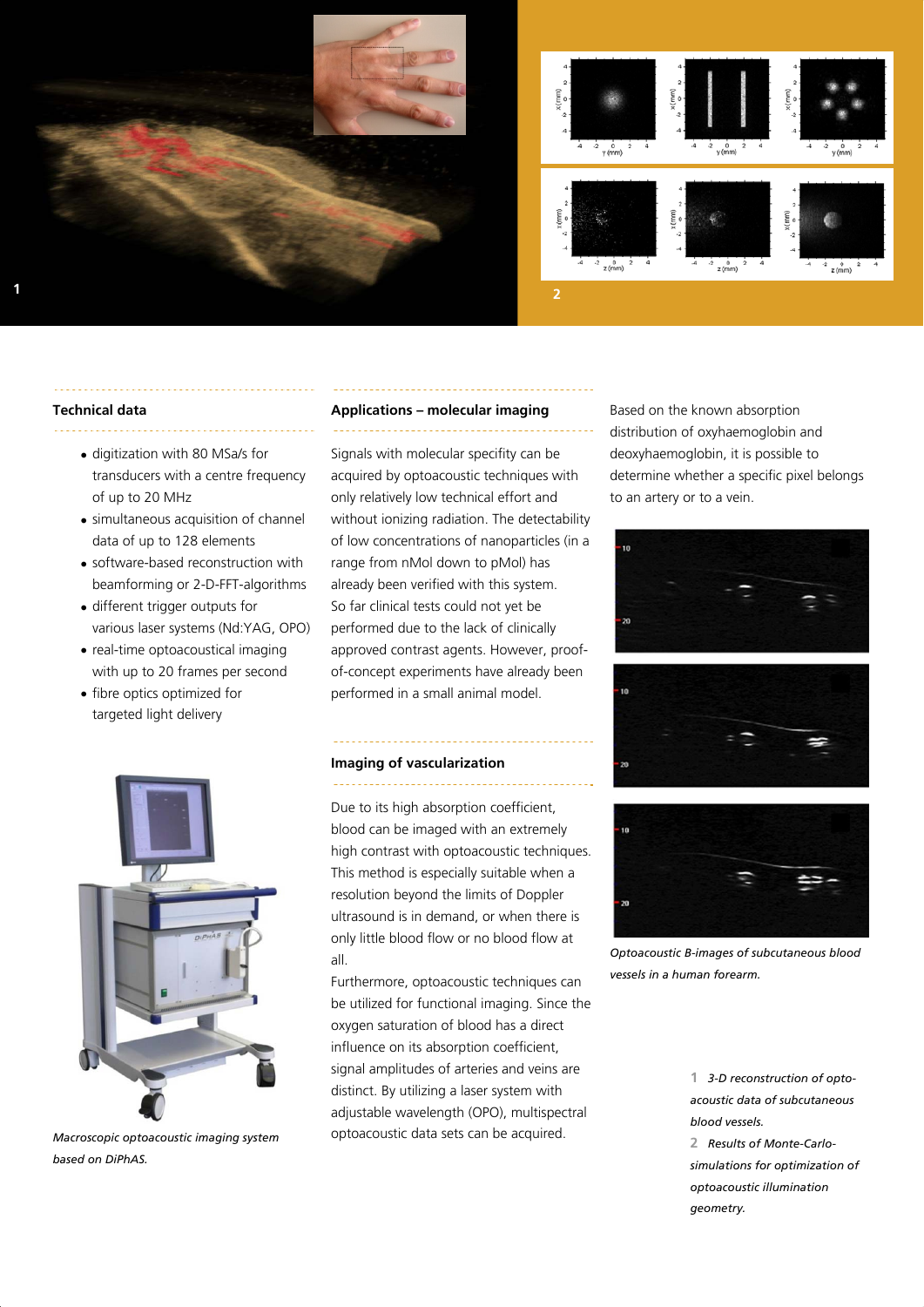## Technical data

- digitization with 80 MSa/s for transducers with a centre frequency of up to 20 MHz
- simultaneous acquisition of channel data of up to 128 elements
- software-based reconstruction with beamforming or 2-D-FFT-algorithms
- different trigger outputs for various laser systems (Nd:YAG, OPO)
- real-time optoacoustical imaging with up to 20 frames per second
- fibre optics optimized for targeted light delivery

*Macroscopic optoacoustic imaging system based on DiPhAS.*

## Applications – molecular imaging

Signals with molecular specifity can be acquired by optoacoustic techniques with only relatively low technical effort and without ionizing radiation. The detectability of low concentrations of nanoparticles (in a range from nMol down to pMol) has already been verified with this system. So far clinical tests could not yet be performed due to the lack of clinically approved contrast agents. However, proof-of-concept experiments have already been performed in a small animal model.

## Imaging of vascularization

Due to its high absorption coefficient, blood can be imaged with an extremely high contrast with optoacoustic techniques. This method is especially suitable when a resolution beyond the limits of Doppler ultrasound is in demand, or when there is only little blood flow or no blood flow at all.

Furthermore, optoacoustic techniques can be utilized for functional imaging. Since the oxygen saturation of blood has a direct influence on its absorption coefficient, signal amplitudes of arteries and veins are distinct. By utilizing a laser system with adjustable wavelength (OPO), multispectral optoacoustic data sets can be acquired.

Based on the known absorption distribution of oxyhaemoglobin and deoxyhaemoglobin, it is possible to determine whether a specific pixel belongs to an artery or to a vein.

*Optoacoustic B-images of subcutaneous blood vessels in a human forearm.*

**1** *3-D reconstruction of optoacoustic data of subcutaneous blood vessels.*

**2** *Results of Monte-Carlo-simulations for optimization of optoacoustic illumination geometry.*